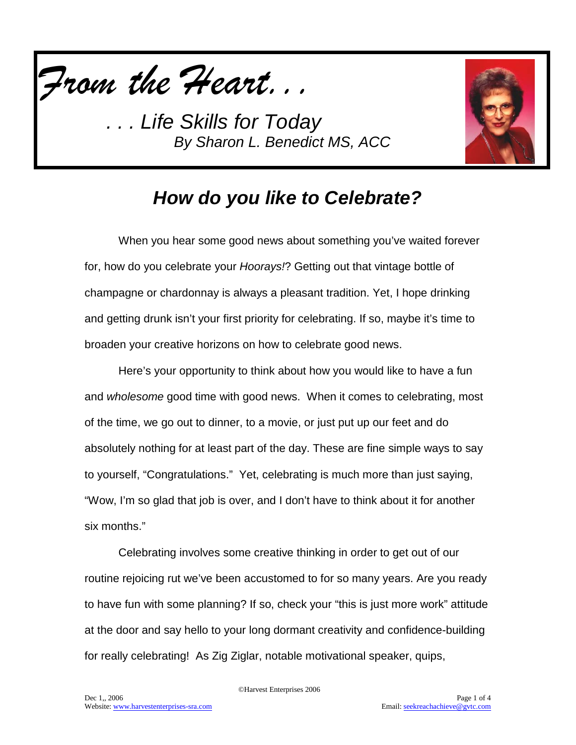*From the Heart. . .*

*. . . Life Skills for Today*
*By Sharon L. Benedict MS, ACC*

## *How do you like to Celebrate?*

When you hear some good news about something you've waited forever for, how do you celebrate your *Hoorays!*? Getting out that vintage bottle of champagne or chardonnay is always a pleasant tradition. Yet, I hope drinking and getting drunk isn't your first priority for celebrating. If so, maybe it's time to broaden your creative horizons on how to celebrate good news.

Here's your opportunity to think about how you would like to have a fun and *wholesome* good time with good news. When it comes to celebrating, most of the time, we go out to dinner, to a movie, or just put up our feet and do absolutely nothing for at least part of the day. These are fine simple ways to say to yourself, "Congratulations." Yet, celebrating is much more than just saying, "Wow, I'm so glad that job is over, and I don't have to think about it for another six months."

Celebrating involves some creative thinking in order to get out of our routine rejoicing rut we've been accustomed to for so many years. Are you ready to have fun with some planning? If so, check your "this is just more work" attitude at the door and say hello to your long dormant creativity and confidence-building for really celebrating! As Zig Ziglar, notable motivational speaker, quips,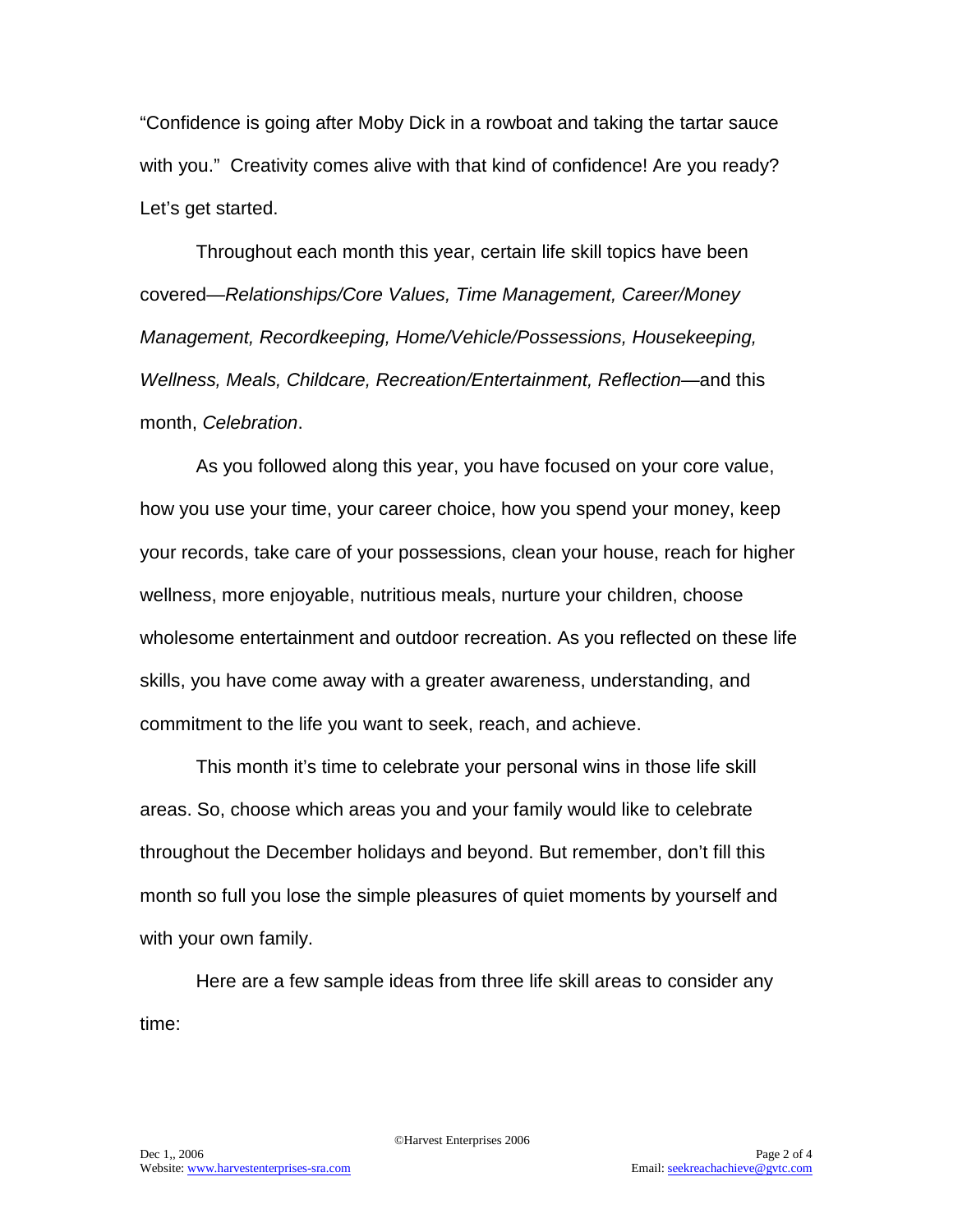"Confidence is going after Moby Dick in a rowboat and taking the tartar sauce with you." Creativity comes alive with that kind of confidence! Are you ready? Let's get started.

Throughout each month this year, certain life skill topics have been covered—*Relationships/Core Values, Time Management, Career/Money Management, Recordkeeping, Home/Vehicle/Possessions, Housekeeping, Wellness, Meals, Childcare, Recreation/Entertainment, Reflection*—and this month, *Celebration*.

As you followed along this year, you have focused on your core value, how you use your time, your career choice, how you spend your money, keep your records, take care of your possessions, clean your house, reach for higher wellness, more enjoyable, nutritious meals, nurture your children, choose wholesome entertainment and outdoor recreation. As you reflected on these life skills, you have come away with a greater awareness, understanding, and commitment to the life you want to seek, reach, and achieve.

This month it's time to celebrate your personal wins in those life skill areas. So, choose which areas you and your family would like to celebrate throughout the December holidays and beyond. But remember, don't fill this month so full you lose the simple pleasures of quiet moments by yourself and with your own family.

Here are a few sample ideas from three life skill areas to consider any time: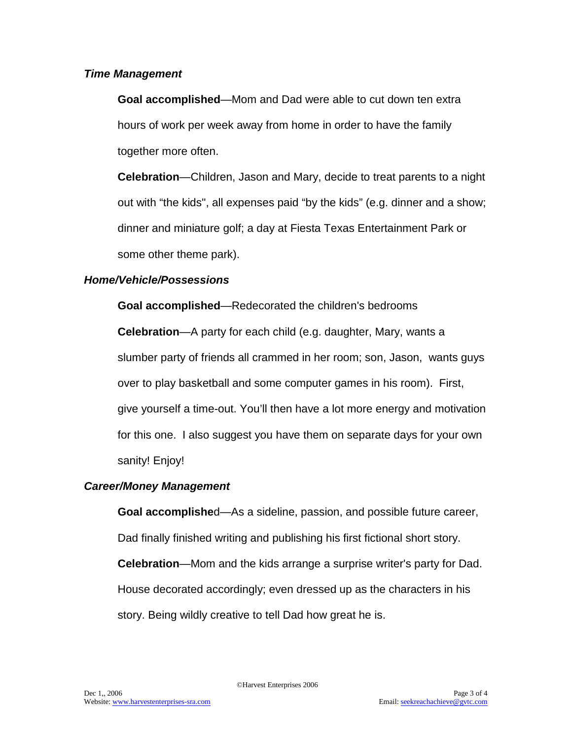***Time Management***

**Goal accomplished**—Mom and Dad were able to cut down ten extra hours of work per week away from home in order to have the family together more often.

**Celebration**—Children, Jason and Mary, decide to treat parents to a night out with "the kids", all expenses paid "by the kids" (e.g. dinner and a show; dinner and miniature golf; a day at Fiesta Texas Entertainment Park or some other theme park).

***Home/Vehicle/Possessions***

**Goal accomplished**—Redecorated the children's bedrooms

**Celebration**—A party for each child (e.g. daughter, Mary, wants a slumber party of friends all crammed in her room; son, Jason, wants guys over to play basketball and some computer games in his room). First, give yourself a time-out. You'll then have a lot more energy and motivation for this one. I also suggest you have them on separate days for your own sanity! Enjoy!

***Career/Money Management***

**Goal accomplishe**d—As a sideline, passion, and possible future career, Dad finally finished writing and publishing his first fictional short story.

**Celebration**—Mom and the kids arrange a surprise writer's party for Dad. House decorated accordingly; even dressed up as the characters in his story. Being wildly creative to tell Dad how great he is.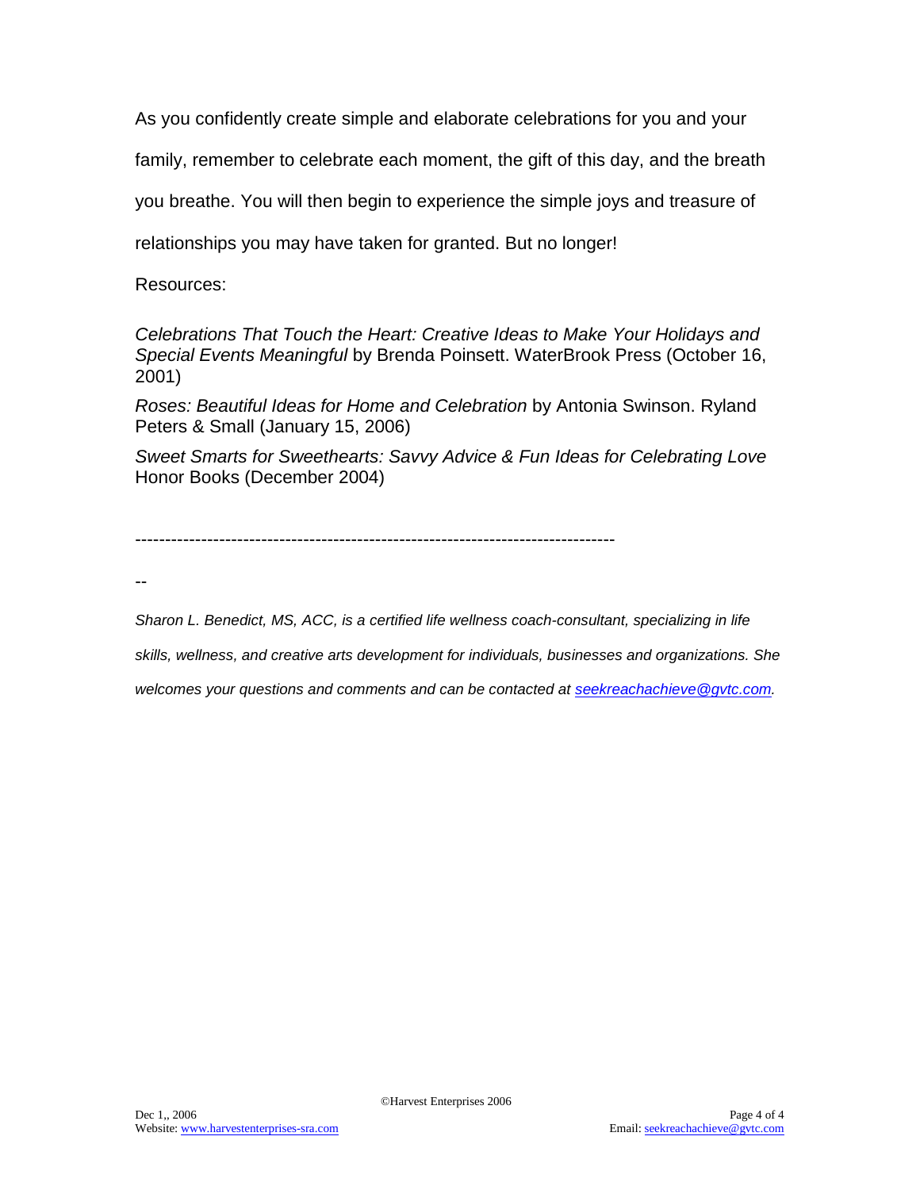As you confidently create simple and elaborate celebrations for you and your family, remember to celebrate each moment, the gift of this day, and the breath you breathe. You will then begin to experience the simple joys and treasure of relationships you may have taken for granted. But no longer!

Resources:

*Celebrations That Touch the Heart: Creative Ideas to Make Your Holidays and Special Events Meaningful* by Brenda Poinsett. WaterBrook Press (October 16, 2001)

*Roses: Beautiful Ideas for Home and Celebration* by Antonia Swinson. Ryland Peters & Small (January 15, 2006)

*Sweet Smarts for Sweethearts: Savvy Advice & Fun Ideas for Celebrating Love* Honor Books (December 2004)

--------------------------------------------------------------------------------

--

*Sharon L. Benedict, MS, ACC, is a certified life wellness coach-consultant, specializing in life skills, wellness, and creative arts development for individuals, businesses and organizations. She welcomes your questions and comments and can be contacted at seekreachachieve@gvtc.com.*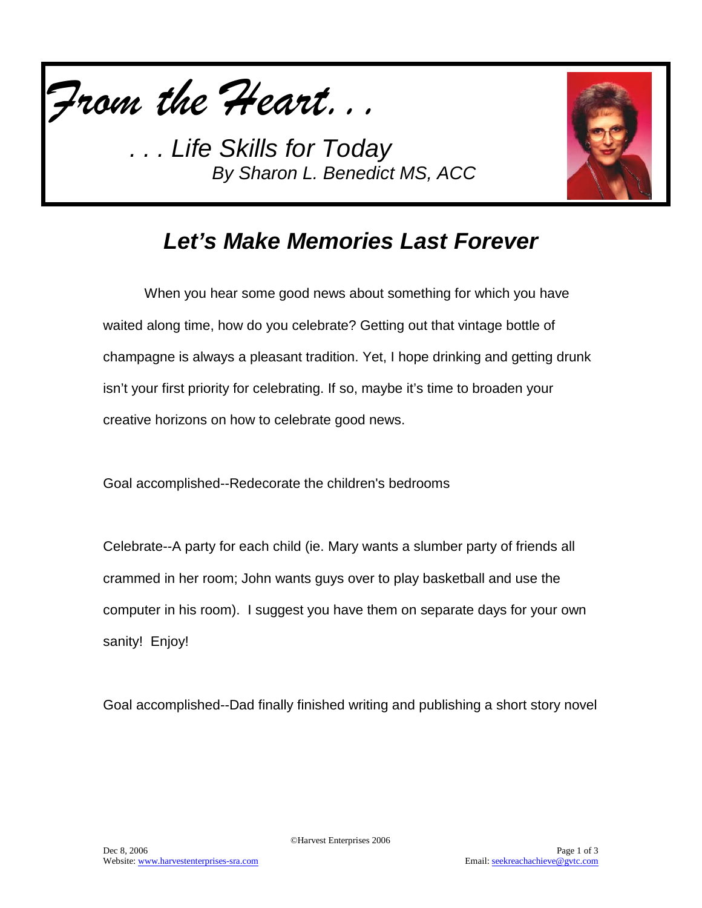*From the Heart...*

*... Life Skills for Today*
*By Sharon L. Benedict MS, ACC*

## *Let's Make Memories Last Forever*

When you hear some good news about something for which you have waited along time, how do you celebrate? Getting out that vintage bottle of champagne is always a pleasant tradition. Yet, I hope drinking and getting drunk isn't your first priority for celebrating. If so, maybe it's time to broaden your creative horizons on how to celebrate good news.

Goal accomplished--Redecorate the children's bedrooms

Celebrate--A party for each child (ie. Mary wants a slumber party of friends all crammed in her room; John wants guys over to play basketball and use the computer in his room). I suggest you have them on separate days for your own sanity! Enjoy!

Goal accomplished--Dad finally finished writing and publishing a short story novel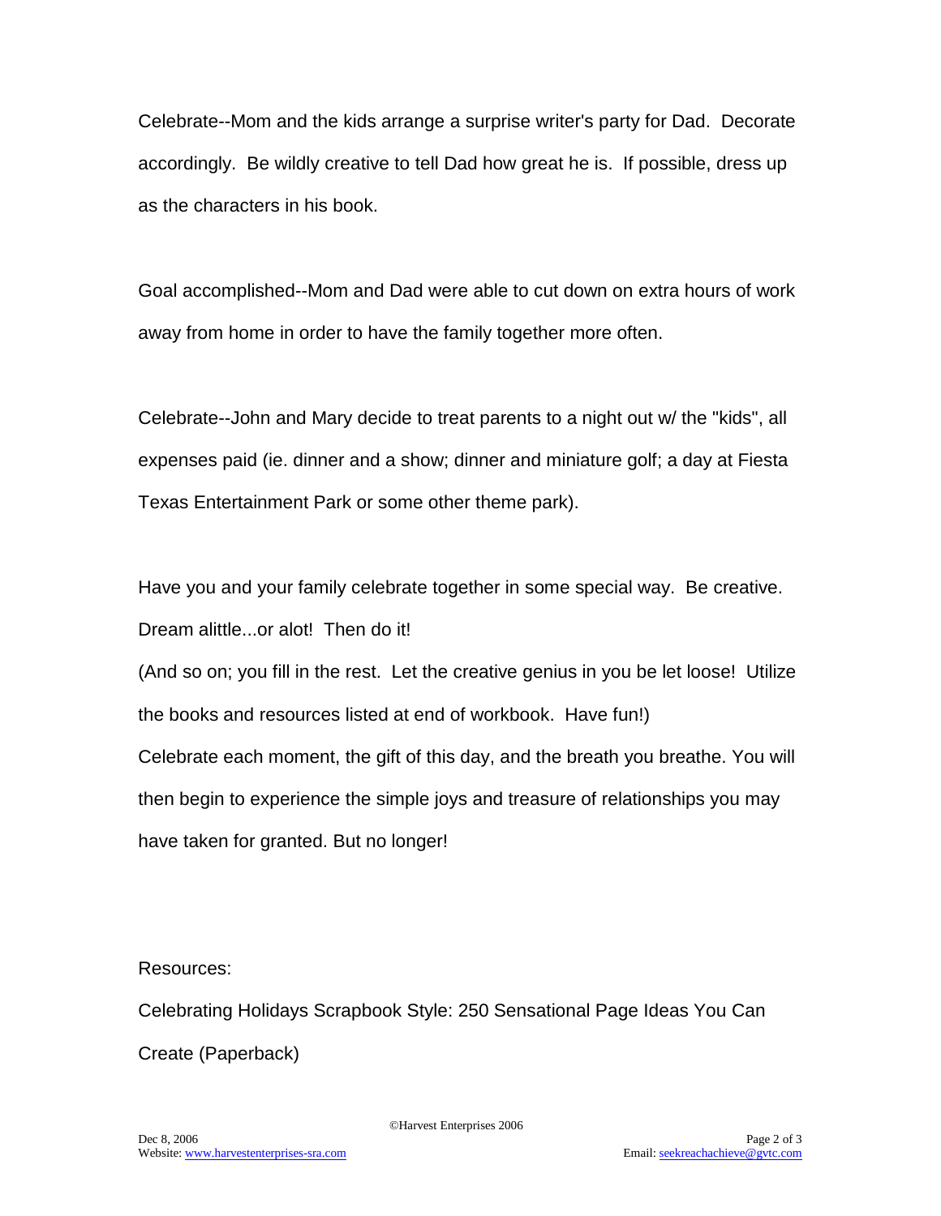Celebrate--Mom and the kids arrange a surprise writer's party for Dad. Decorate accordingly. Be wildly creative to tell Dad how great he is. If possible, dress up as the characters in his book.

Goal accomplished--Mom and Dad were able to cut down on extra hours of work away from home in order to have the family together more often.

Celebrate--John and Mary decide to treat parents to a night out w/ the "kids", all expenses paid (ie. dinner and a show; dinner and miniature golf; a day at Fiesta Texas Entertainment Park or some other theme park).

Have you and your family celebrate together in some special way. Be creative. Dream alittle...or alot! Then do it!

(And so on; you fill in the rest. Let the creative genius in you be let loose! Utilize the books and resources listed at end of workbook. Have fun!)

Celebrate each moment, the gift of this day, and the breath you breathe. You will then begin to experience the simple joys and treasure of relationships you may have taken for granted. But no longer!

Resources:

Celebrating Holidays Scrapbook Style: 250 Sensational Page Ideas You Can Create (Paperback)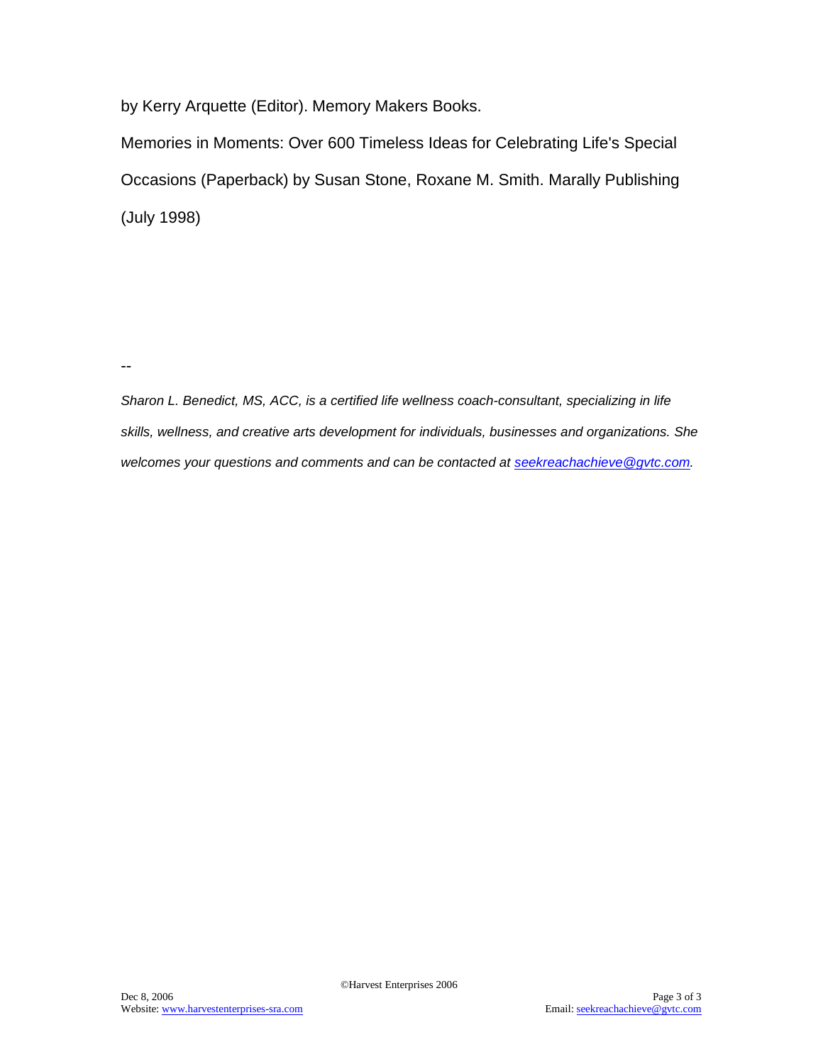by Kerry Arquette (Editor). Memory Makers Books.

Memories in Moments: Over 600 Timeless Ideas for Celebrating Life's Special Occasions (Paperback) by Susan Stone, Roxane M. Smith. Marally Publishing (July 1998)

--

*Sharon L. Benedict, MS, ACC, is a certified life wellness coach-consultant, specializing in life skills, wellness, and creative arts development for individuals, businesses and organizations. She welcomes your questions and comments and can be contacted at [seekreachachieve@gvtc.com](mailto:seekreachachieve@gvtc.com).*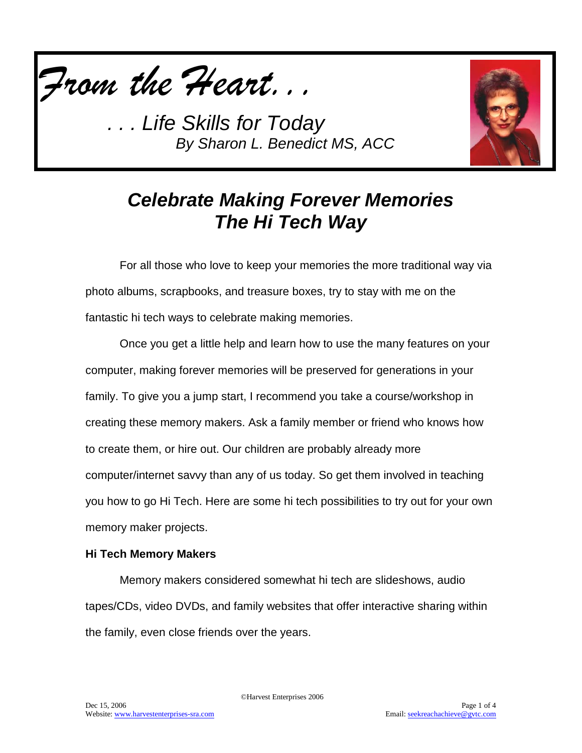*From the Heart. . .*

*. . . Life Skills for Today*
*By Sharon L. Benedict MS, ACC*

# *Celebrate Making Forever Memories The Hi Tech Way*

For all those who love to keep your memories the more traditional way via photo albums, scrapbooks, and treasure boxes, try to stay with me on the fantastic hi tech ways to celebrate making memories.

Once you get a little help and learn how to use the many features on your computer, making forever memories will be preserved for generations in your family. To give you a jump start, I recommend you take a course/workshop in creating these memory makers. Ask a family member or friend who knows how to create them, or hire out. Our children are probably already more computer/internet savvy than any of us today. So get them involved in teaching you how to go Hi Tech. Here are some hi tech possibilities to try out for your own memory maker projects.

**Hi Tech Memory Makers**

Memory makers considered somewhat hi tech are slideshows, audio tapes/CDs, video DVDs, and family websites that offer interactive sharing within the family, even close friends over the years.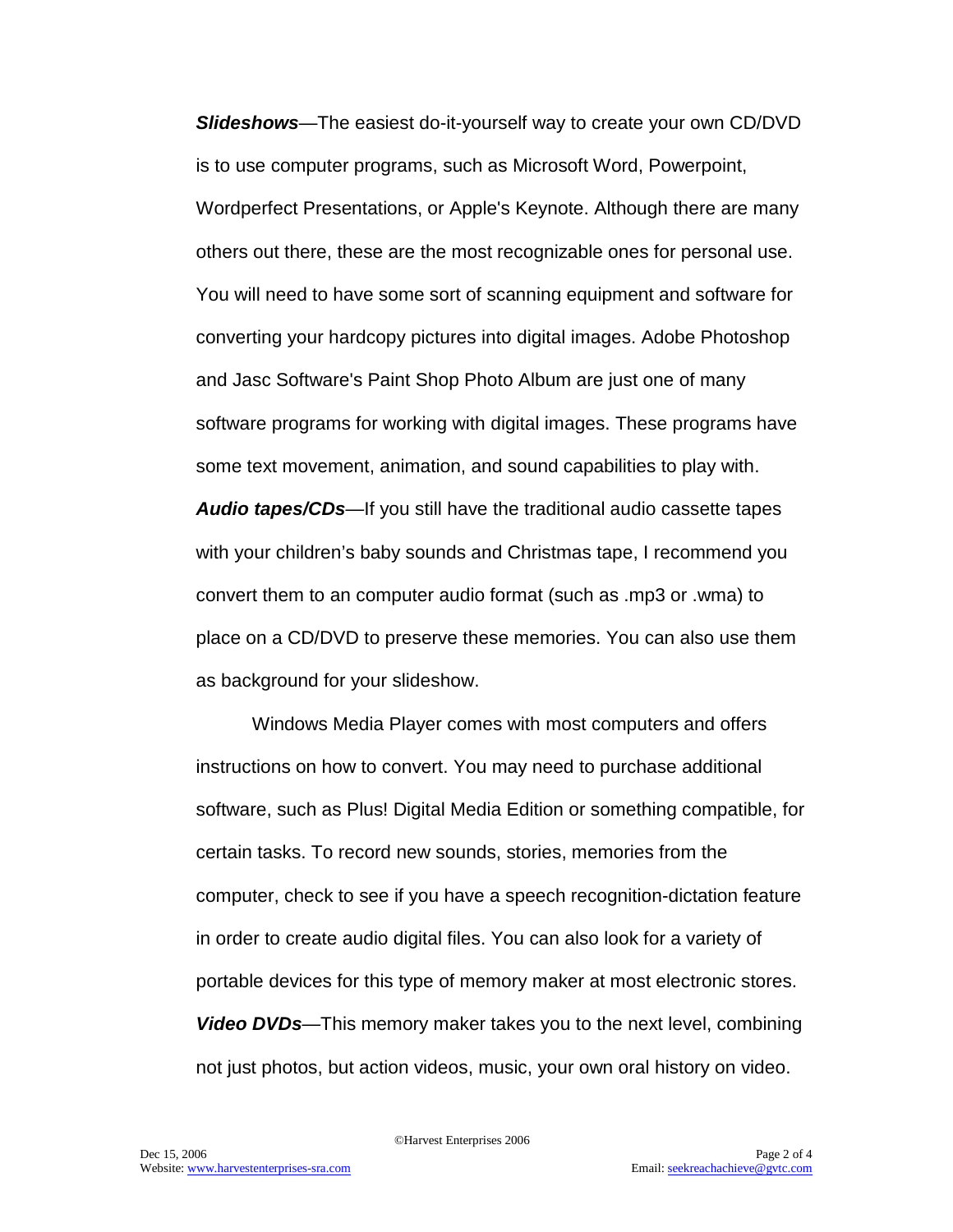***Slideshows***—The easiest do-it-yourself way to create your own CD/DVD is to use computer programs, such as Microsoft Word, Powerpoint, Wordperfect Presentations, or Apple's Keynote. Although there are many others out there, these are the most recognizable ones for personal use. You will need to have some sort of scanning equipment and software for converting your hardcopy pictures into digital images. Adobe Photoshop and Jasc Software's Paint Shop Photo Album are just one of many software programs for working with digital images. These programs have some text movement, animation, and sound capabilities to play with.

***Audio tapes/CDs***—If you still have the traditional audio cassette tapes with your children's baby sounds and Christmas tape, I recommend you convert them to an computer audio format (such as .mp3 or .wma) to place on a CD/DVD to preserve these memories. You can also use them as background for your slideshow.

Windows Media Player comes with most computers and offers instructions on how to convert. You may need to purchase additional software, such as Plus! Digital Media Edition or something compatible, for certain tasks. To record new sounds, stories, memories from the computer, check to see if you have a speech recognition-dictation feature in order to create audio digital files. You can also look for a variety of portable devices for this type of memory maker at most electronic stores.

***Video DVDs***—This memory maker takes you to the next level, combining not just photos, but action videos, music, your own oral history on video.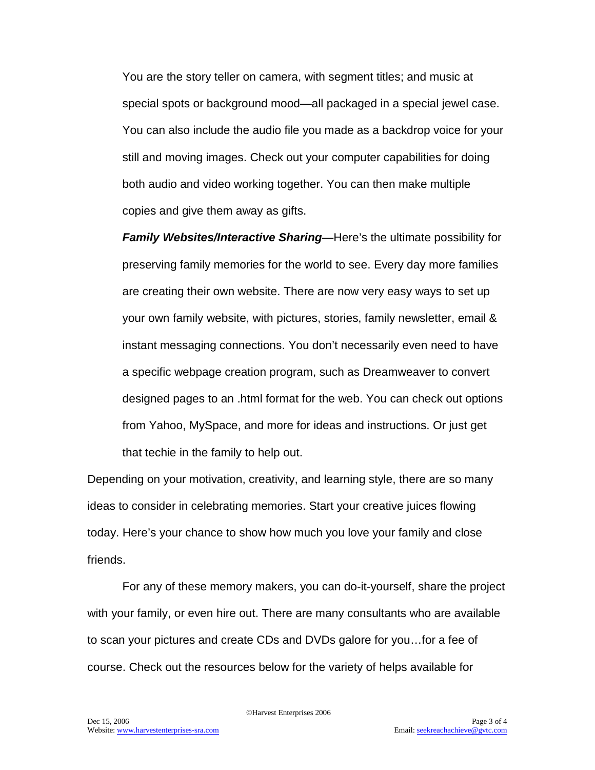You are the story teller on camera, with segment titles; and music at special spots or background mood—all packaged in a special jewel case. You can also include the audio file you made as a backdrop voice for your still and moving images. Check out your computer capabilities for doing both audio and video working together. You can then make multiple copies and give them away as gifts.

***Family Websites/Interactive Sharing***—Here's the ultimate possibility for preserving family memories for the world to see. Every day more families are creating their own website. There are now very easy ways to set up your own family website, with pictures, stories, family newsletter, email & instant messaging connections. You don't necessarily even need to have a specific webpage creation program, such as Dreamweaver to convert designed pages to an .html format for the web. You can check out options from Yahoo, MySpace, and more for ideas and instructions. Or just get that techie in the family to help out.

Depending on your motivation, creativity, and learning style, there are so many ideas to consider in celebrating memories. Start your creative juices flowing today. Here's your chance to show how much you love your family and close friends.

For any of these memory makers, you can do-it-yourself, share the project with your family, or even hire out. There are many consultants who are available to scan your pictures and create CDs and DVDs galore for you…for a fee of course. Check out the resources below for the variety of helps available for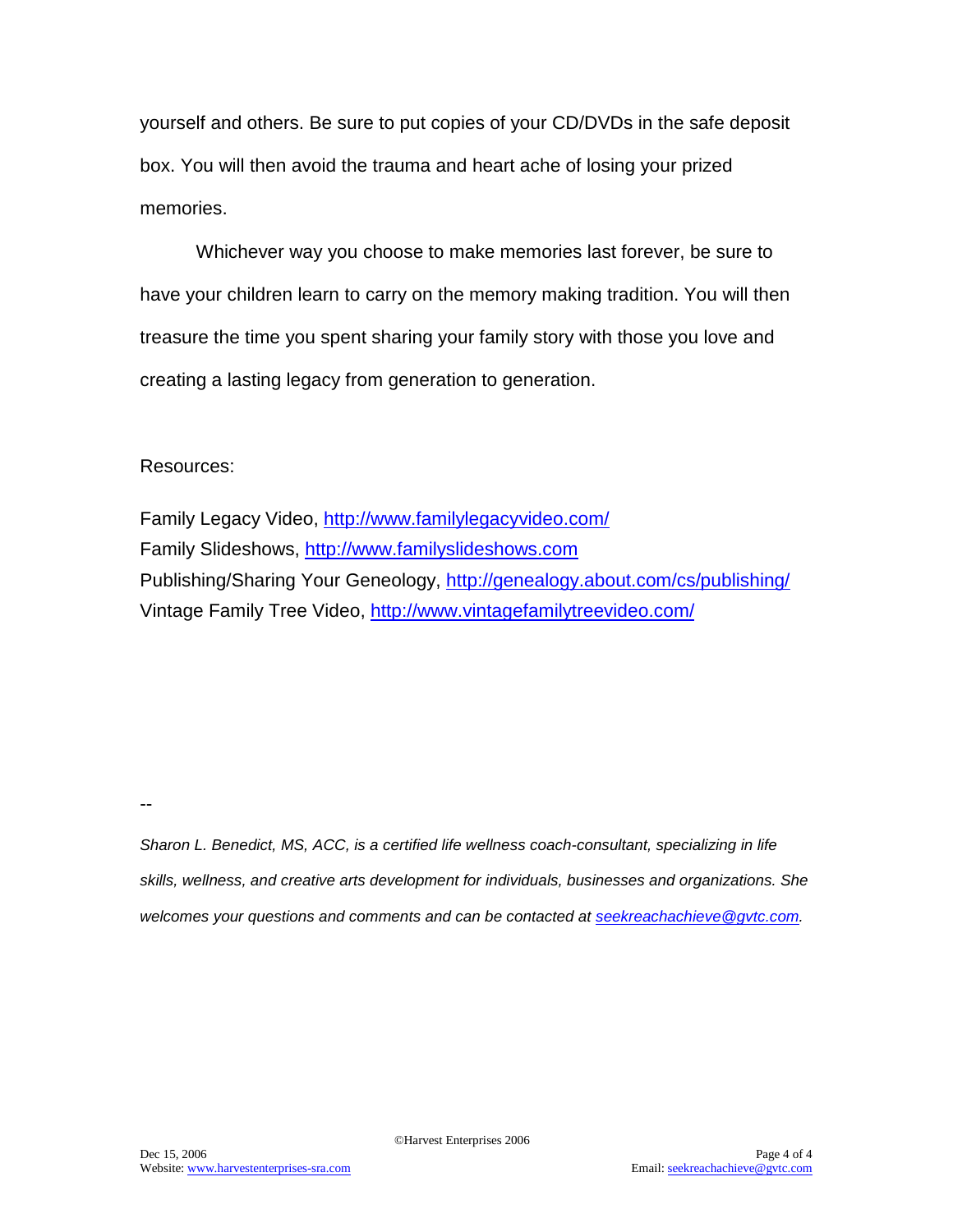yourself and others. Be sure to put copies of your CD/DVDs in the safe deposit box. You will then avoid the trauma and heart ache of losing your prized memories.

Whichever way you choose to make memories last forever, be sure to have your children learn to carry on the memory making tradition. You will then treasure the time you spent sharing your family story with those you love and creating a lasting legacy from generation to generation.

Resources:

Family Legacy Video, http://www.familylegacyvideo.com/
Family Slideshows, http://www.familyslideshows.com
Publishing/Sharing Your Geneology, http://genealogy.about.com/cs/publishing/
Vintage Family Tree Video, http://www.vintagefamilytreevideo.com/

--

*Sharon L. Benedict, MS, ACC, is a certified life wellness coach-consultant, specializing in life skills, wellness, and creative arts development for individuals, businesses and organizations. She welcomes your questions and comments and can be contacted at seekreachachieve@gvtc.com.*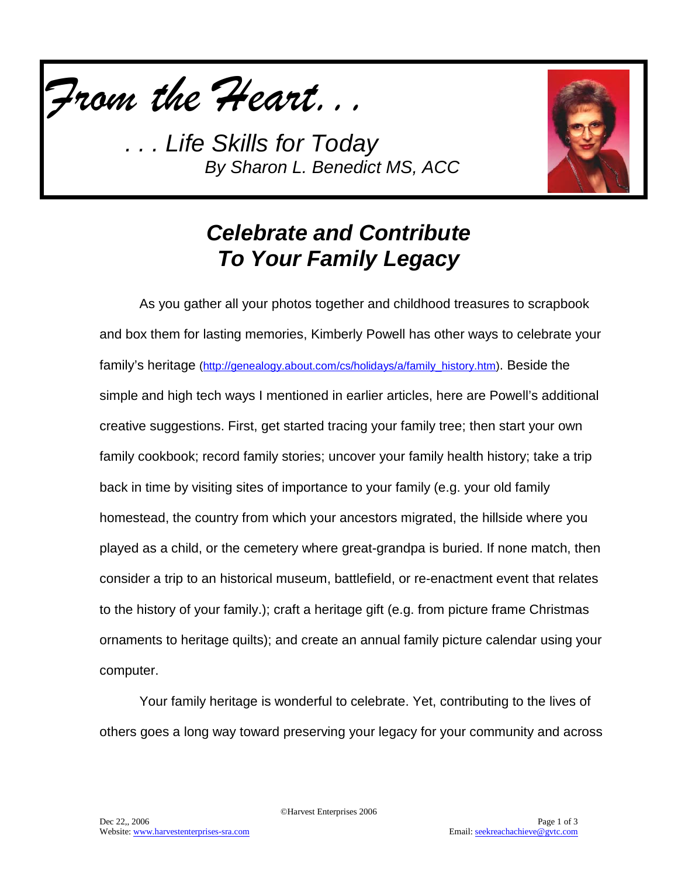*From the Heart. . .*

*. . . Life Skills for Today*
*By Sharon L. Benedict MS, ACC*

## *Celebrate and Contribute To Your Family Legacy*

As you gather all your photos together and childhood treasures to scrapbook and box them for lasting memories, Kimberly Powell has other ways to celebrate your family's heritage (http://genealogy.about.com/cs/holidays/a/family_history.htm). Beside the simple and high tech ways I mentioned in earlier articles, here are Powell's additional creative suggestions. First, get started tracing your family tree; then start your own family cookbook; record family stories; uncover your family health history; take a trip back in time by visiting sites of importance to your family (e.g. your old family homestead, the country from which your ancestors migrated, the hillside where you played as a child, or the cemetery where great-grandpa is buried. If none match, then consider a trip to an historical museum, battlefield, or re-enactment event that relates to the history of your family.); craft a heritage gift (e.g. from picture frame Christmas ornaments to heritage quilts); and create an annual family picture calendar using your computer.

Your family heritage is wonderful to celebrate. Yet, contributing to the lives of others goes a long way toward preserving your legacy for your community and across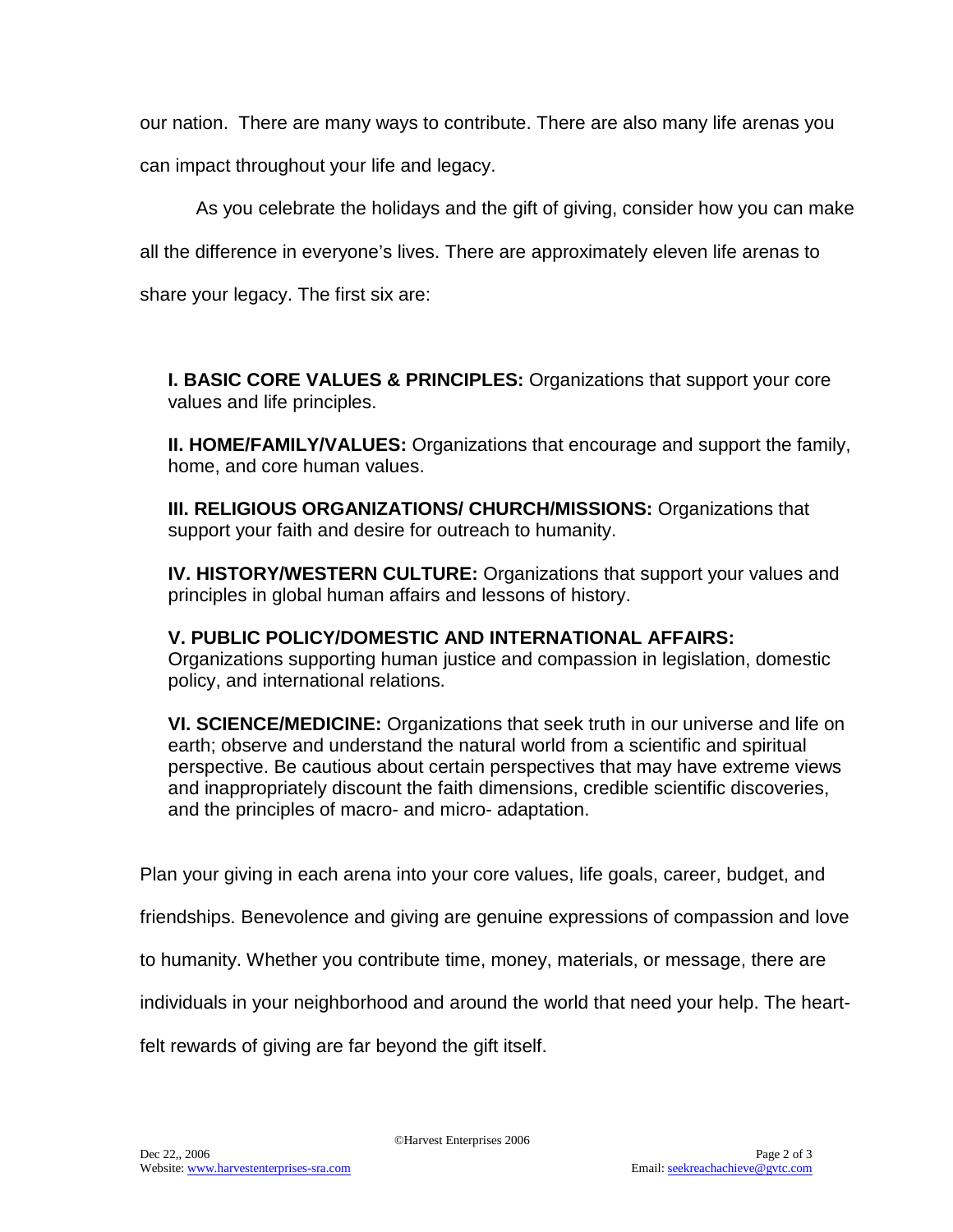our nation. There are many ways to contribute. There are also many life arenas you can impact throughout your life and legacy.

As you celebrate the holidays and the gift of giving, consider how you can make all the difference in everyone's lives. There are approximately eleven life arenas to share your legacy. The first six are:

**I. BASIC CORE VALUES & PRINCIPLES:** Organizations that support your core values and life principles.

**II. HOME/FAMILY/VALUES:** Organizations that encourage and support the family, home, and core human values.

**III. RELIGIOUS ORGANIZATIONS/ CHURCH/MISSIONS:** Organizations that support your faith and desire for outreach to humanity.

**IV. HISTORY/WESTERN CULTURE:** Organizations that support your values and principles in global human affairs and lessons of history.

**V. PUBLIC POLICY/DOMESTIC AND INTERNATIONAL AFFAIRS:** Organizations supporting human justice and compassion in legislation, domestic policy, and international relations.

**VI. SCIENCE/MEDICINE:** Organizations that seek truth in our universe and life on earth; observe and understand the natural world from a scientific and spiritual perspective. Be cautious about certain perspectives that may have extreme views and inappropriately discount the faith dimensions, credible scientific discoveries, and the principles of macro- and micro- adaptation.

Plan your giving in each arena into your core values, life goals, career, budget, and friendships. Benevolence and giving are genuine expressions of compassion and love to humanity. Whether you contribute time, money, materials, or message, there are individuals in your neighborhood and around the world that need your help. The heart-felt rewards of giving are far beyond the gift itself.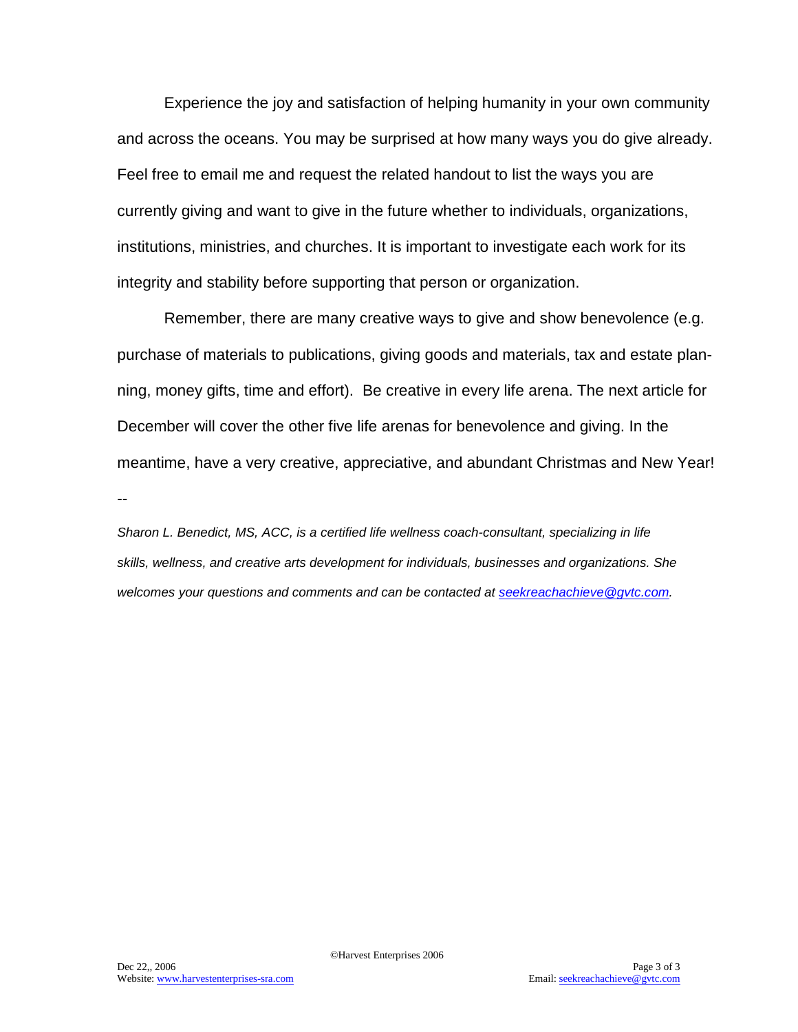Experience the joy and satisfaction of helping humanity in your own community and across the oceans. You may be surprised at how many ways you do give already. Feel free to email me and request the related handout to list the ways you are currently giving and want to give in the future whether to individuals, organizations, institutions, ministries, and churches. It is important to investigate each work for its integrity and stability before supporting that person or organization.

Remember, there are many creative ways to give and show benevolence (e.g. purchase of materials to publications, giving goods and materials, tax and estate planning, money gifts, time and effort). Be creative in every life arena. The next article for December will cover the other five life arenas for benevolence and giving. In the meantime, have a very creative, appreciative, and abundant Christmas and New Year!

--

*Sharon L. Benedict, MS, ACC, is a certified life wellness coach-consultant, specializing in life skills, wellness, and creative arts development for individuals, businesses and organizations. She welcomes your questions and comments and can be contacted at seekreachachieve@gvtc.com.*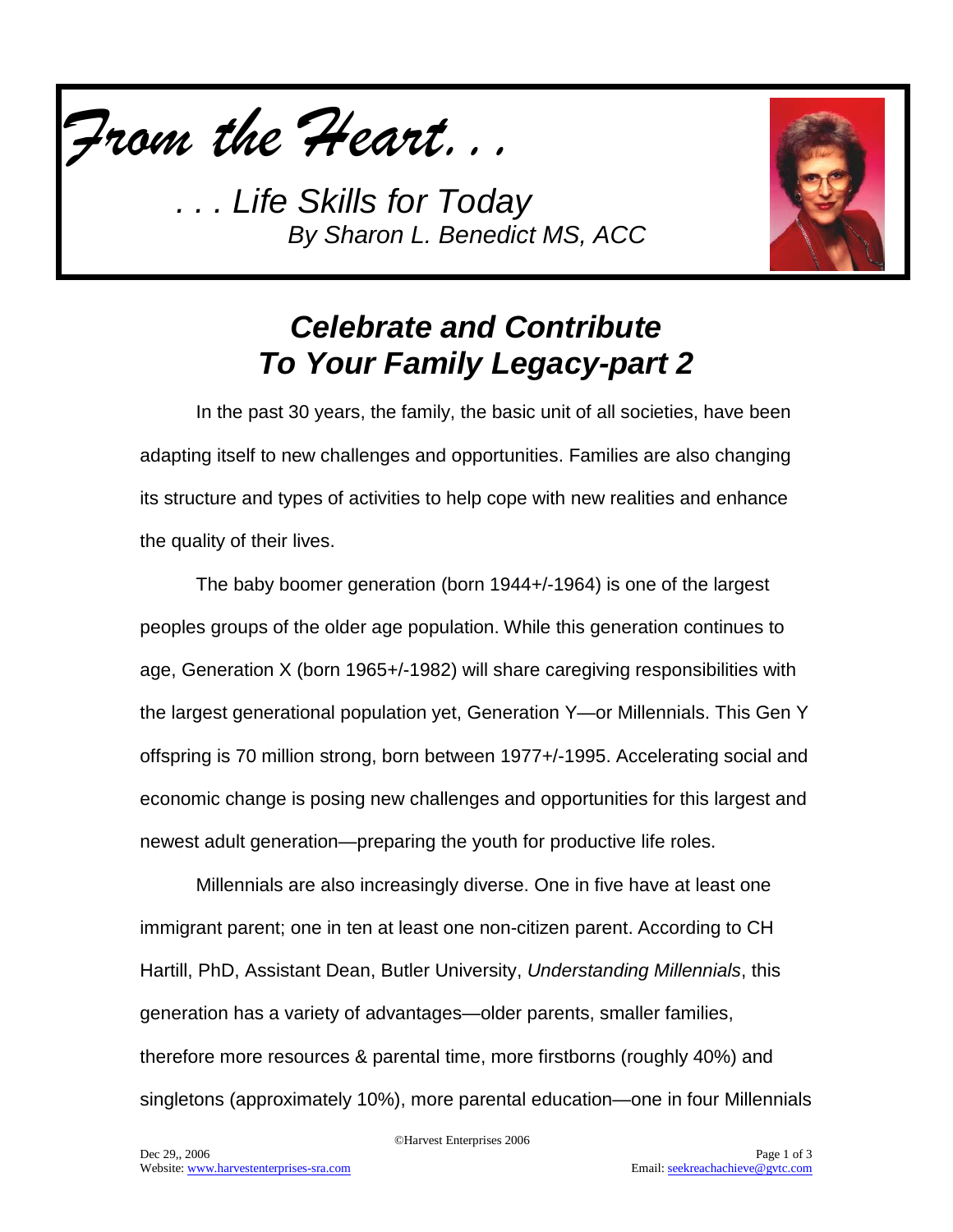*From the Heart. . .*

*. . . Life Skills for Today*
*By Sharon L. Benedict MS, ACC*

# *Celebrate and Contribute To Your Family Legacy-part 2*

In the past 30 years, the family, the basic unit of all societies, have been adapting itself to new challenges and opportunities. Families are also changing its structure and types of activities to help cope with new realities and enhance the quality of their lives.

The baby boomer generation (born 1944+/-1964) is one of the largest peoples groups of the older age population. While this generation continues to age, Generation X (born 1965+/-1982) will share caregiving responsibilities with the largest generational population yet, Generation Y—or Millennials. This Gen Y offspring is 70 million strong, born between 1977+/-1995. Accelerating social and economic change is posing new challenges and opportunities for this largest and newest adult generation—preparing the youth for productive life roles.

Millennials are also increasingly diverse. One in five have at least one immigrant parent; one in ten at least one non-citizen parent. According to CH Hartill, PhD, Assistant Dean, Butler University, *Understanding Millennials*, this generation has a variety of advantages—older parents, smaller families, therefore more resources & parental time, more firstborns (roughly 40%) and singletons (approximately 10%), more parental education—one in four Millennials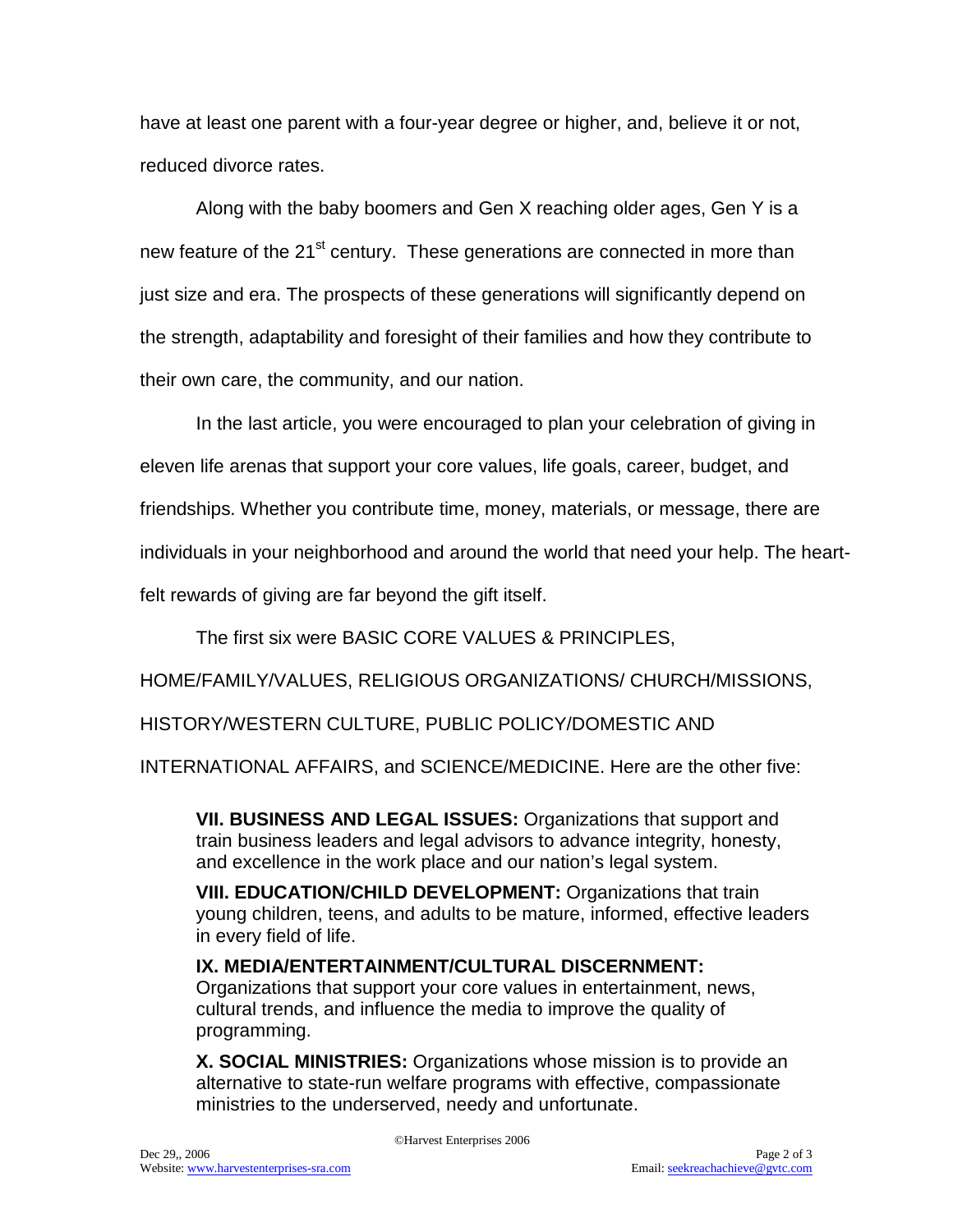have at least one parent with a four-year degree or higher, and, believe it or not, reduced divorce rates.

Along with the baby boomers and Gen X reaching older ages, Gen Y is a new feature of the 21st century. These generations are connected in more than just size and era. The prospects of these generations will significantly depend on the strength, adaptability and foresight of their families and how they contribute to their own care, the community, and our nation.

In the last article, you were encouraged to plan your celebration of giving in eleven life arenas that support your core values, life goals, career, budget, and friendships. Whether you contribute time, money, materials, or message, there are individuals in your neighborhood and around the world that need your help. The heart-felt rewards of giving are far beyond the gift itself.

The first six were BASIC CORE VALUES & PRINCIPLES, HOME/FAMILY/VALUES, RELIGIOUS ORGANIZATIONS/ CHURCH/MISSIONS, HISTORY/WESTERN CULTURE, PUBLIC POLICY/DOMESTIC AND INTERNATIONAL AFFAIRS, and SCIENCE/MEDICINE. Here are the other five:

**VII. BUSINESS AND LEGAL ISSUES:** Organizations that support and train business leaders and legal advisors to advance integrity, honesty, and excellence in the work place and our nation's legal system.

**VIII. EDUCATION/CHILD DEVELOPMENT:** Organizations that train young children, teens, and adults to be mature, informed, effective leaders in every field of life.

**IX. MEDIA/ENTERTAINMENT/CULTURAL DISCERNMENT:** Organizations that support your core values in entertainment, news, cultural trends, and influence the media to improve the quality of programming.

**X. SOCIAL MINISTRIES:** Organizations whose mission is to provide an alternative to state-run welfare programs with effective, compassionate ministries to the underserved, needy and unfortunate.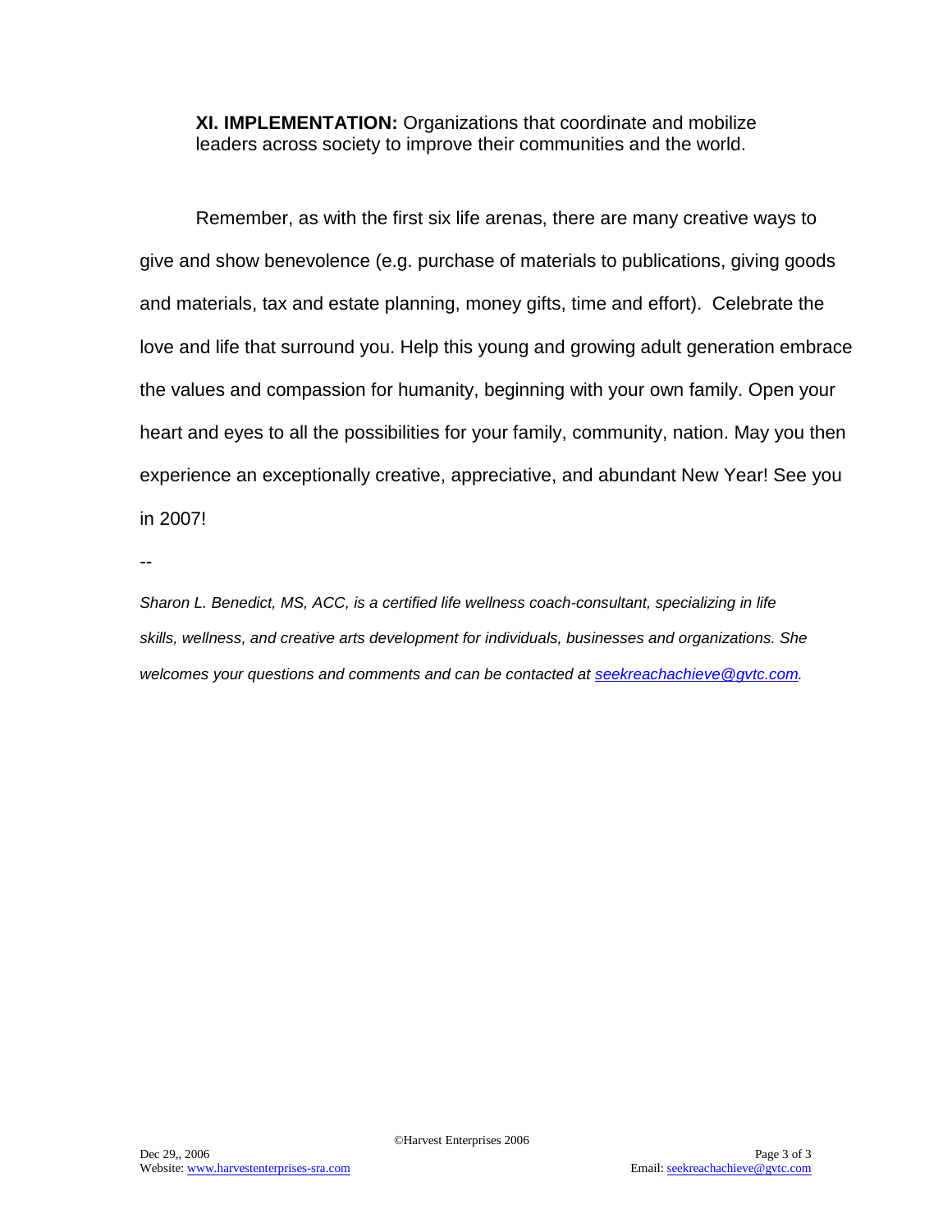**XI. IMPLEMENTATION:** Organizations that coordinate and mobilize leaders across society to improve their communities and the world.

Remember, as with the first six life arenas, there are many creative ways to give and show benevolence (e.g. purchase of materials to publications, giving goods and materials, tax and estate planning, money gifts, time and effort). Celebrate the love and life that surround you. Help this young and growing adult generation embrace the values and compassion for humanity, beginning with your own family. Open your heart and eyes to all the possibilities for your family, community, nation. May you then experience an exceptionally creative, appreciative, and abundant New Year! See you in 2007!

--

*Sharon L. Benedict, MS, ACC, is a certified life wellness coach-consultant, specializing in life skills, wellness, and creative arts development for individuals, businesses and organizations. She welcomes your questions and comments and can be contacted at seekreachachieve@gvtc.com.*